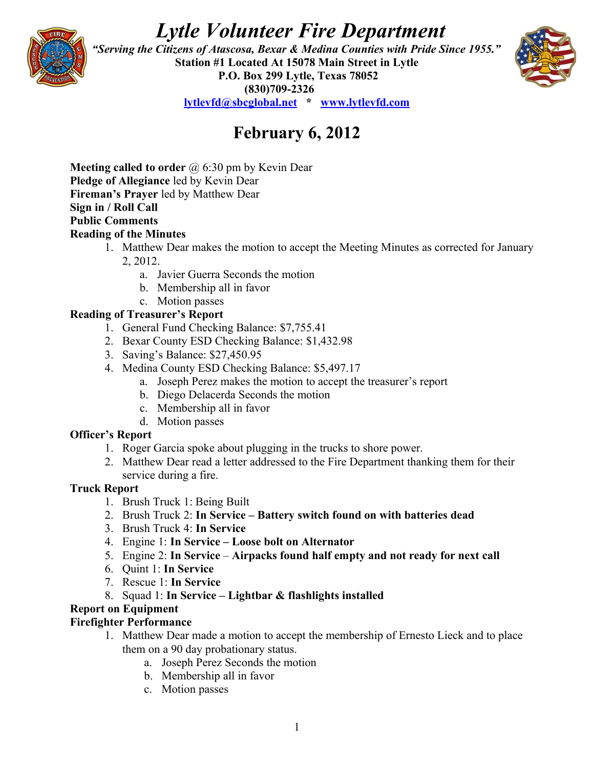# *Lytle Volunteer Fire Department*

***"Serving the Citizens of Atascosa, Bexar & Medina Counties with Pride Since 1955."***

**Station #1 Located At 15078 Main Street in Lytle**

**P.O. Box 299 Lytle, Texas 78052**

**(830)709-2326**

**lytlevfd@sbcglobal.net * www.lytlevfd.com**

## February 6, 2012

**Meeting called to order** @ 6:30 pm by Kevin Dear
**Pledge of Allegiance** led by Kevin Dear
**Fireman's Prayer** led by Matthew Dear
**Sign in / Roll Call**
**Public Comments**
**Reading of the Minutes**

1. Matthew Dear makes the motion to accept the Meeting Minutes as corrected for January 2, 2012.
    a. Javier Guerra Seconds the motion
    b. Membership all in favor
    c. Motion passes

**Reading of Treasurer's Report**

1. General Fund Checking Balance: $7,755.41
2. Bexar County ESD Checking Balance: $1,432.98
3. Saving's Balance: $27,450.95
4. Medina County ESD Checking Balance: $5,497.17
    a. Joseph Perez makes the motion to accept the treasurer's report
    b. Diego Delacerda Seconds the motion
    c. Membership all in favor
    d. Motion passes

**Officer's Report**

1. Roger Garcia spoke about plugging in the trucks to shore power.
2. Matthew Dear read a letter addressed to the Fire Department thanking them for their service during a fire.

**Truck Report**

1. Brush Truck 1: Being Built
2. Brush Truck 2: **In Service – Battery switch found on with batteries dead**
3. Brush Truck 4: **In Service**
4. Engine 1: **In Service – Loose bolt on Alternator**
5. Engine 2: **In Service** – **Airpacks found half empty and not ready for next call**
6. Quint 1: **In Service**
7. Rescue 1: **In Service**
8. Squad 1: **In Service – Lightbar & flashlights installed**

**Report on Equipment**
**Firefighter Performance**

1. Matthew Dear made a motion to accept the membership of Ernesto Lieck and to place them on a 90 day probationary status.
    a. Joseph Perez Seconds the motion
    b. Membership all in favor
    c. Motion passes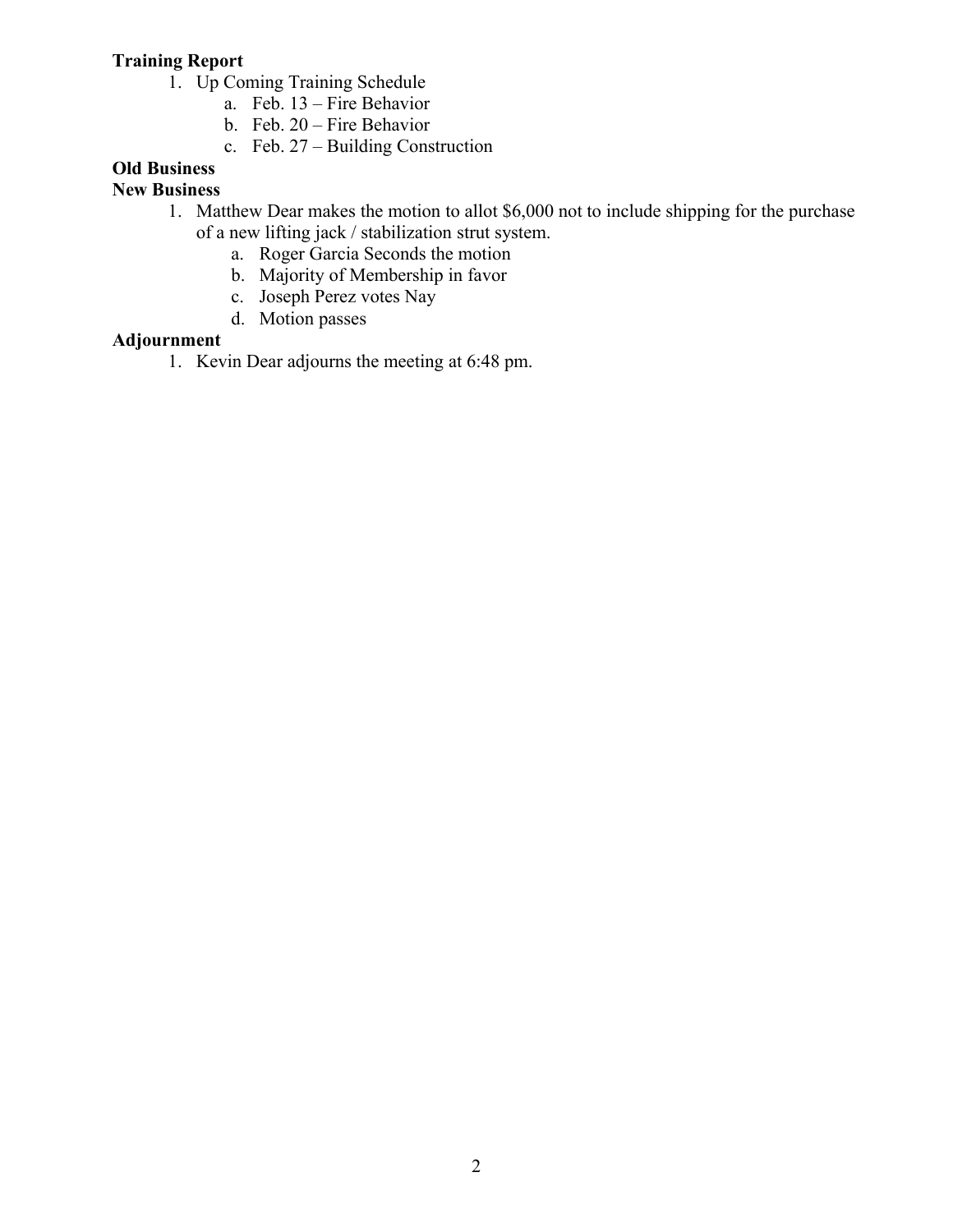**Training Report**

1. Up Coming Training Schedule
    a. Feb. 13 – Fire Behavior
    b. Feb. 20 – Fire Behavior
    c. Feb. 27 – Building Construction

**Old Business**

**New Business**

1. Matthew Dear makes the motion to allot $6,000 not to include shipping for the purchase of a new lifting jack / stabilization strut system.
    a. Roger Garcia Seconds the motion
    b. Majority of Membership in favor
    c. Joseph Perez votes Nay
    d. Motion passes

**Adjournment**

1. Kevin Dear adjourns the meeting at 6:48 pm.